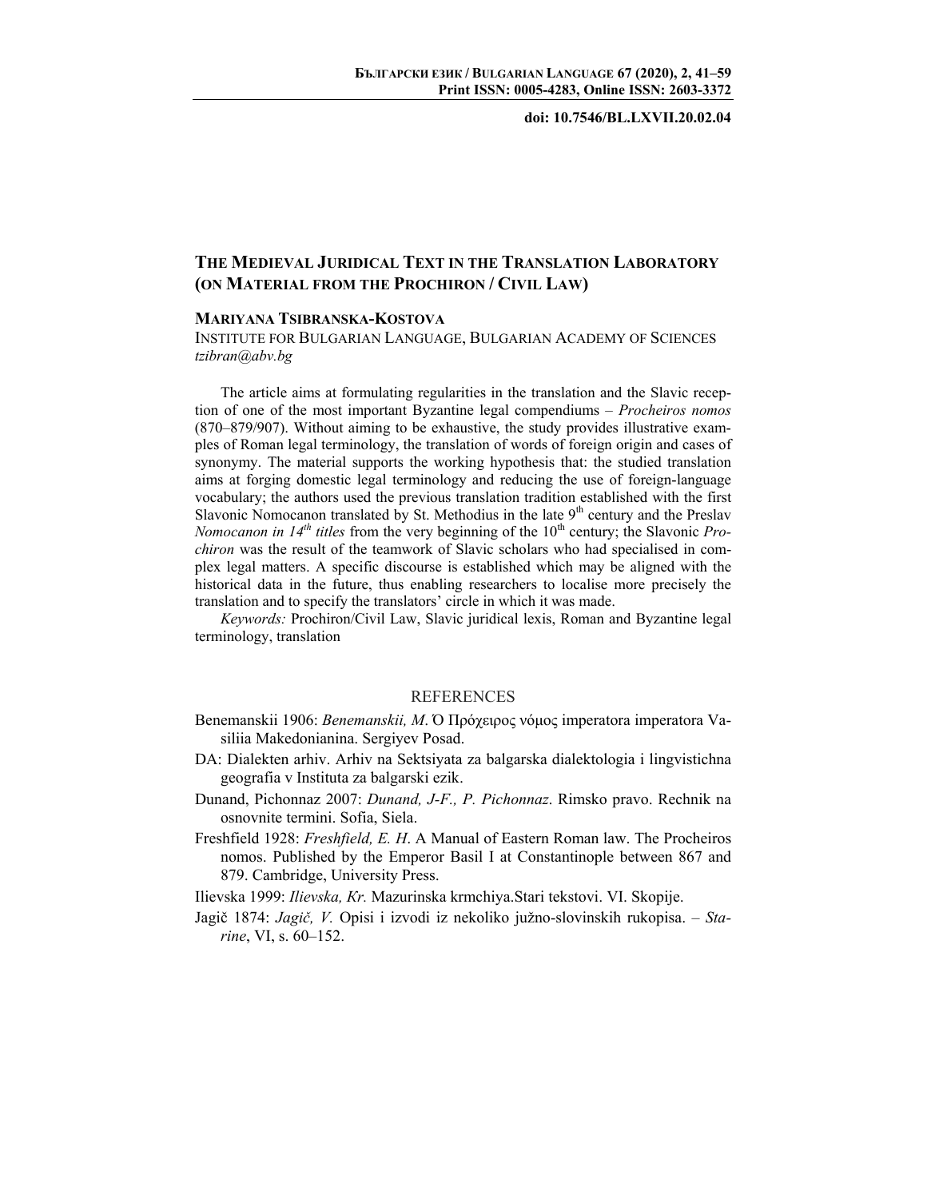doi: 10.7546/BL.LXVII.20.02.04

# THE MEDIEVAL JURIDICAL TEXT IN THE TRANSLATION LABORATORY (ON MATERIAL FROM THE PROCHIRON / CIVIL LAW)

**MARIYANA TSIBRANSKA-KOSTOVA**
INSTITUTE FOR BULGARIAN LANGUAGE, BULGARIAN ACADEMY OF SCIENCES
*tzibran@abv.bg*

The article aims at formulating regularities in the translation and the Slavic reception of one of the most important Byzantine legal compendiums – *Procheiros nomos* (870–879/907). Without aiming to be exhaustive, the study provides illustrative examples of Roman legal terminology, the translation of words of foreign origin and cases of synonymy. The material supports the working hypothesis that: the studied translation aims at forging domestic legal terminology and reducing the use of foreign-language vocabulary; the authors used the previous translation tradition established with the first Slavonic Nomocanon translated by St. Methodius in the late 9th century and the Preslav *Nomocanon in 14th titles* from the very beginning of the 10th century; the Slavonic *Prochiron* was the result of the teamwork of Slavic scholars who had specialised in complex legal matters. A specific discourse is established which may be aligned with the historical data in the future, thus enabling researchers to localise more precisely the translation and to specify the translators' circle in which it was made.

*Keywords:* Prochiron/Civil Law, Slavic juridical lexis, Roman and Byzantine legal terminology, translation

## REFERENCES

Benemanskii 1906: *Benemanskii, M.* Ὁ Πρόχειρος νόμος imperatora imperatora Vasiliia Makedonianina. Sergiyev Posad.

DA: Dialekten arhiv. Arhiv na Sektsiyata za balgarska dialektologia i lingvistichna geografia v Instituta za balgarski ezik.

Dunand, Pichonnaz 2007: *Dunand, J-F., P. Pichonnaz*. Rimsko pravo. Rechnik na osnovnite termini. Sofia, Siela.

Freshfield 1928: *Freshfield, E. H*. A Manual of Eastern Roman law. The Procheiros nomos. Published by the Emperor Basil I at Constantinople between 867 and 879. Cambridge, University Press.

Ilievska 1999: *Ilievska, Kr.* Mazurinska krmchiya.Stari tekstovi. VI. Skopije.

Jagič 1874: *Jagič, V.* Opisi i izvodi iz nekoliko južno-slovinskih rukopisa. – *Starine*, VI, s. 60–152.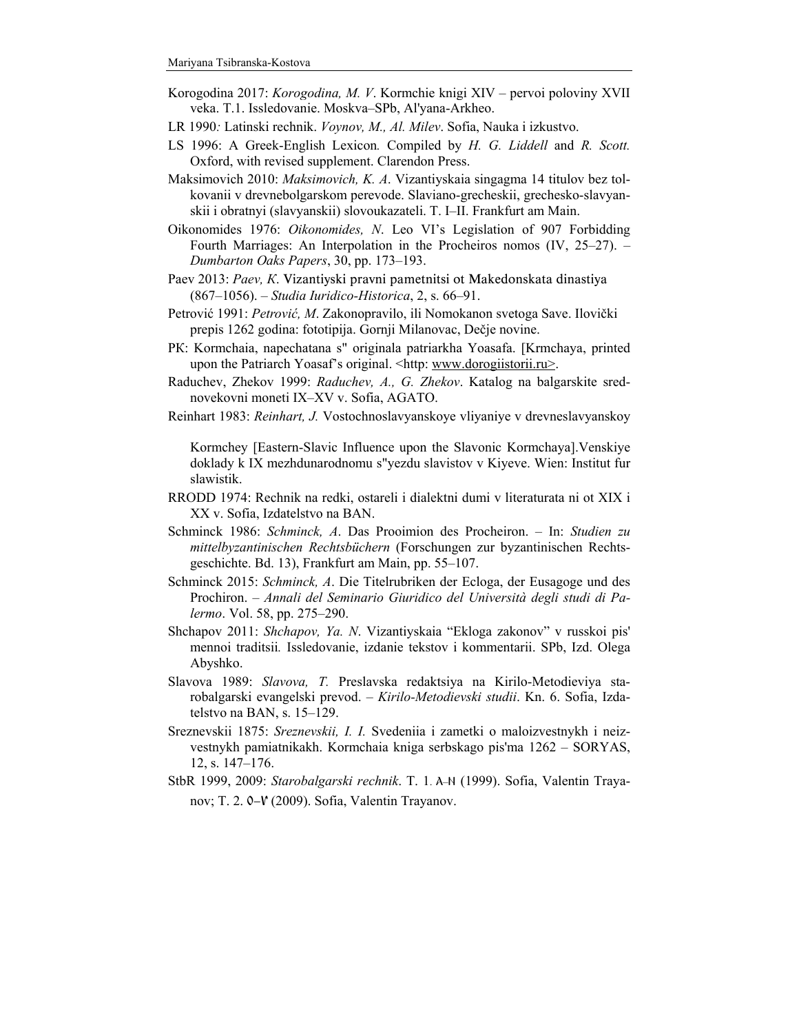Korogodina 2017: *Korogodina, M. V*. Kormchie knigi XIV – pervoi poloviny XVII veka. T.1. Issledovanie. Moskva–SPb, Al'yana-Arkheo.

LR 1990: Latinski rechnik. *Voynov, M., Al. Milev*. Sofia, Nauka i izkustvo.

LS 1996: A Greek-English Lexicon. Compiled by *H. G. Liddell* and *R. Scott.* Oxford, with revised supplement. Clarendon Press.

Maksimovich 2010: *Maksimovich, K. A*. Vizantiyskaia singagma 14 titulov bez tolkovanii v drevnebolgarskom perevode. Slaviano-grecheskii, grechesko-slavyanskii i obratnyi (slavyanskii) slovoukazateli. T. I–II. Frankfurt am Main.

Oikonomides 1976: *Oikonomides, N*. Leo VI's Legislation of 907 Forbidding Fourth Marriages: An Interpolation in the Procheiros nomos (IV, 25–27). – *Dumbarton Oaks Papers*, 30, pp. 173–193.

Paev 2013: *Paev, K*. Vizantiyski pravni pametnitsi ot Makedonskata dinastiya (867–1056). – *Studia Iuridico-Historica*, 2, s. 66–91.

Petrović 1991: *Petrović, M*. Zakonopravilo, ili Nomokanon svetoga Save. Ilovički prepis 1262 godina: fototipija. Gornji Milanovac, Dečje novine.

PK: Kormchaia, napechatana s" originala patriarkha Yoasafa. [Krmchaya, printed upon the Patriarch Yoasaf's original. <http: www.dorogiistorii.ru>.

Raduchev, Zhekov 1999: *Raduchev, A., G. Zhekov*. Katalog na balgarskite srednovekovni moneti IX–XV v. Sofia, AGATO.

Reinhart 1983: *Reinhart, J.* Vostochnoslavyanskoye vliyaniye v drevneslavyanskoy Kormchey [Eastern-Slavic Influence upon the Slavonic Kormchaya].Venskiye doklady k IX mezhdunarodnomu s"yezdu slavistov v Kiyeve. Wien: Institut fur slawistik.

RRODD 1974: Rechnik na redki, ostareli i dialektni dumi v literaturata ni ot XIX i XX v. Sofia, Izdatelstvo na BAN.

Schminck 1986: *Schminck, A*. Das Prooimion des Procheiron. – In: *Studien zu mittelbyzantinischen Rechtsbüchern* (Forschungen zur byzantinischen Rechtsgeschichte. Bd. 13), Frankfurt am Main, pp. 55–107.

Schminck 2015: *Schminck, A*. Die Titelrubriken der Ecloga, der Eusagoge und des Prochiron. – *Annali del Seminario Giuridico del Università degli studi di Palermo*. Vol. 58, pp. 275–290.

Shchapov 2011: *Shchapov, Ya. N*. Vizantiyskaia "Ekloga zakonov" v russkoi pis'mennoi traditsii. Issledovanie, izdanie tekstov i kommentarii. SPb, Izd. Olega Abyshko.

Slavova 1989: *Slavova, T.* Preslavska redaktsiya na Kirilo-Metodieviya starobalgarski evangelski prevod. – *Kirilo-Metodievski studii*. Kn. 6. Sofia, Izdatelstvo na BAN, s. 15–129.

Sreznevskii 1875: *Sreznevskii, I. I.* Svedeniia i zametki o maloizvestnykh i neizvestnykh pamiatnikakh. Kormchaia kniga serbskago pis'ma 1262 – SORYAS, 12, s. 147–176.

StbR 1999, 2009: *Starobalgarski rechnik*. T. 1. А–Н (1999). Sofia, Valentin Trayanov; T. 2. О–Ѵ (2009). Sofia, Valentin Trayanov.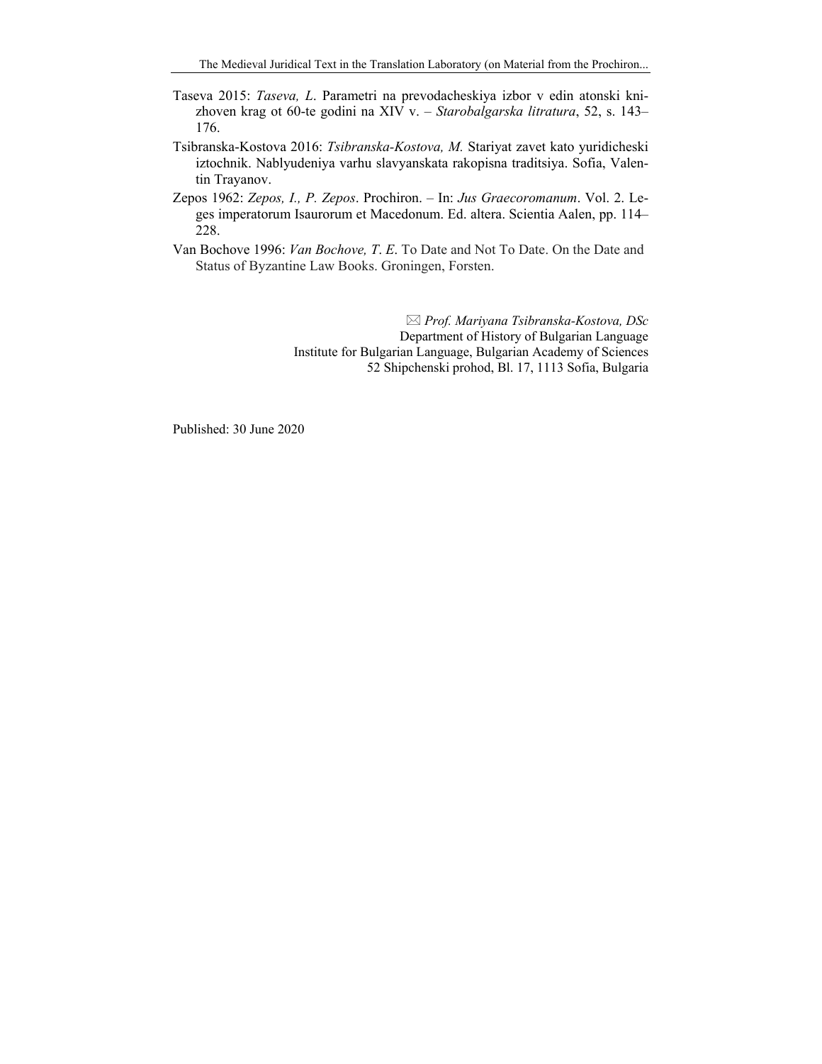Taseva 2015: *Taseva, L*. Parametri na prevodacheskiya izbor v edin atonski knizhoven krag ot 60-te godini na XIV v. – *Starobalgarska litratura*, 52, s. 143–176.

Tsibranska-Kostova 2016: *Tsibranska-Kostova, M.* Stariyat zavet kato yuridicheski iztochnik. Nablyudeniya varhu slavyanskata rakopisna traditsiya. Sofia, Valentin Trayanov.

Zepos 1962: *Zepos, I., P. Zepos*. Prochiron. – In: *Jus Graecoromanum*. Vol. 2. Leges imperatorum Isaurorum et Macedonum. Ed. altera. Scientia Aalen, pp. 114–228.

Van Bochove 1996: *Van Bochove, T. E*. To Date and Not To Date. On the Date and Status of Byzantine Law Books. Groningen, Forsten.

✉ *Prof. Mariyana Tsibranska-Kostova, DSc*
Department of History of Bulgarian Language
Institute for Bulgarian Language, Bulgarian Academy of Sciences
52 Shipchenski prohod, Bl. 17, 1113 Sofia, Bulgaria

Published: 30 June 2020